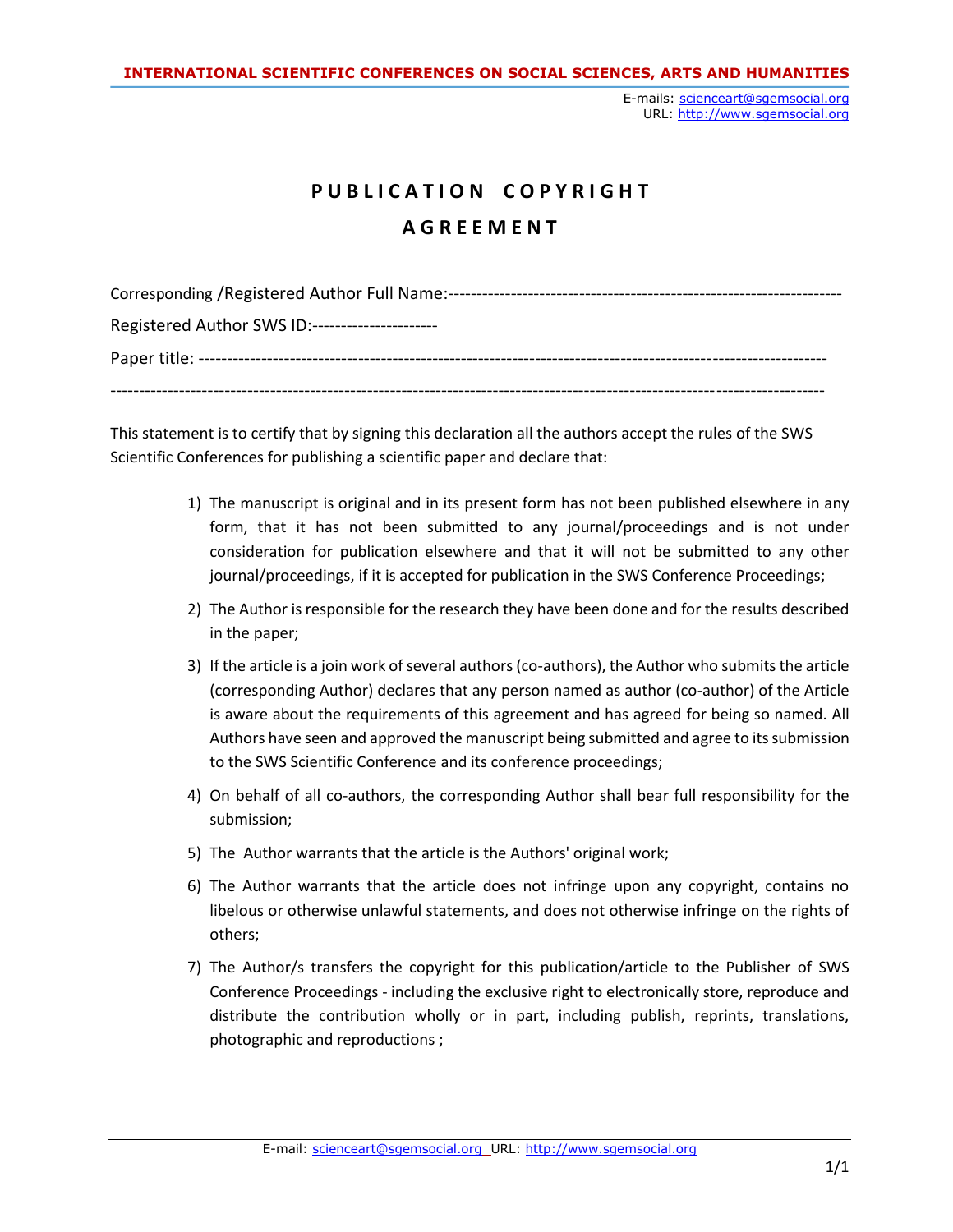**INTERNATIONAL SCIENTIFIC CONFERENCES ON SOCIAL SCIENCES, ARTS AND HUMANITIES**

E-mails: scienceart@sgemsocial.org
URL: http://www.sgemsocial.org

# PUBLICATION COPYRIGHT AGREEMENT

Corresponding /Registered Author Full Name:------------------------------------------------------------------

Registered Author SWS ID:---------------------

Paper title: ------------------------------------------------------------------------------------------------------------

------------------------------------------------------------------------------------------------------------------------

This statement is to certify that by signing this declaration all the authors accept the rules of the SWS Scientific Conferences for publishing a scientific paper and declare that:

1) The manuscript is original and in its present form has not been published elsewhere in any form, that it has not been submitted to any journal/proceedings and is not under consideration for publication elsewhere and that it will not be submitted to any other journal/proceedings, if it is accepted for publication in the SWS Conference Proceedings;
2) The Author is responsible for the research they have been done and for the results described in the paper;
3) If the article is a join work of several authors (co-authors), the Author who submits the article (corresponding Author) declares that any person named as author (co-author) of the Article is aware about the requirements of this agreement and has agreed for being so named. All Authors have seen and approved the manuscript being submitted and agree to its submission to the SWS Scientific Conference and its conference proceedings;
4) On behalf of all co-authors, the corresponding Author shall bear full responsibility for the submission;
5) The Author warrants that the article is the Authors' original work;
6) The Author warrants that the article does not infringe upon any copyright, contains no libelous or otherwise unlawful statements, and does not otherwise infringe on the rights of others;
7) The Author/s transfers the copyright for this publication/article to the Publisher of SWS Conference Proceedings - including the exclusive right to electronically store, reproduce and distribute the contribution wholly or in part, including publish, reprints, translations, photographic and reproductions ;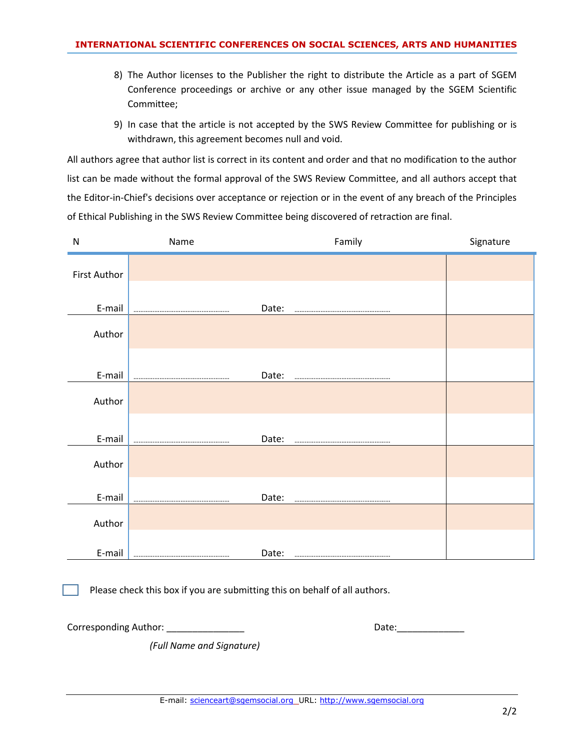8) The Author licenses to the Publisher the right to distribute the Article as a part of SGEM Conference proceedings or archive or any other issue managed by the SGEM Scientific Committee;
9) In case that the article is not accepted by the SWS Review Committee for publishing or is withdrawn, this agreement becomes null and void.

All authors agree that author list is correct in its content and order and that no modification to the author list can be made without the formal approval of the SWS Review Committee, and all authors accept that the Editor-in-Chief's decisions over acceptance or rejection or in the event of any breach of the Principles of Ethical Publishing in the SWS Review Committee being discovered of retraction are final.

| N | Name | Family | Signature |
|---|---|---|---|
| First Author | | | |
| E-mail | ........................................ | Date: ........................................ | |
| Author | | | |
| E-mail | ........................................ | Date: ........................................ | |
| Author | | | |
| E-mail | ........................................ | Date: ........................................ | |
| Author | | | |
| E-mail | ........................................ | Date: ........................................ | |
| Author | | | |
| E-mail | ........................................ | Date: ........................................ | |

☐ Please check this box if you are submitting this on behalf of all authors.

Corresponding Author: _______________ Date:_____________

*(Full Name and Signature)*

E-mail: scienceart@sgemsocial.org URL: http://www.sgemsocial.org